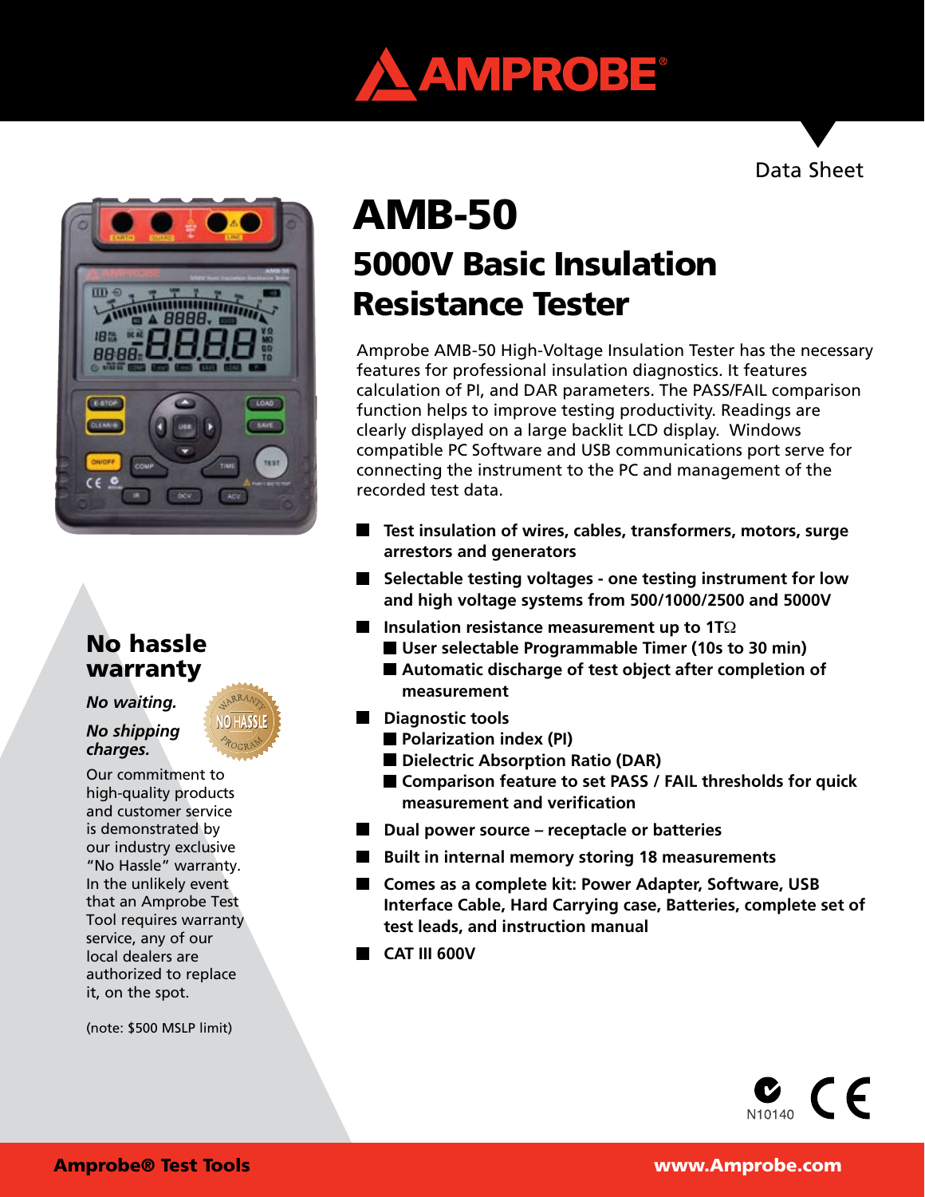# AMPROBE

Data Sheet

# AMB-50

## 5000V Basic Insulation Resistance Tester

Amprobe AMB-50 High-Voltage Insulation Tester has the necessary features for professional insulation diagnostics. It features calculation of PI, and DAR parameters. The PASS/FAIL comparison function helps to improve testing productivity. Readings are clearly displayed on a large backlit LCD display. Windows compatible PC Software and USB communications port serve for connecting the instrument to the PC and management of the recorded test data.

- **Test insulation of wires, cables, transformers, motors, surge arrestors and generators**
- **Selectable testing voltages - one testing instrument for low and high voltage systems from 500/1000/2500 and 5000V**
- **Insulation resistance measurement up to 1TΩ**
  - **User selectable Programmable Timer (10s to 30 min)**
  - **Automatic discharge of test object after completion of measurement**
- **Diagnostic tools**
  - **Polarization index (PI)**
  - **Dielectric Absorption Ratio (DAR)**
  - **Comparison feature to set PASS / FAIL thresholds for quick measurement and verification**
- **Dual power source – receptacle or batteries**
- **Built in internal memory storing 18 measurements**
- **Comes as a complete kit: Power Adapter, Software, USB Interface Cable, Hard Carrying case, Batteries, complete set of test leads, and instruction manual**
- **CAT III 600V**

## No hassle warranty

***No waiting.***

***No shipping charges.***

Our commitment to high-quality products and customer service is demonstrated by our industry exclusive "No Hassle" warranty. In the unlikely event that an Amprobe Test Tool requires warranty service, any of our local dealers are authorized to replace it, on the spot.

(note: $500 MSLP limit)

N10140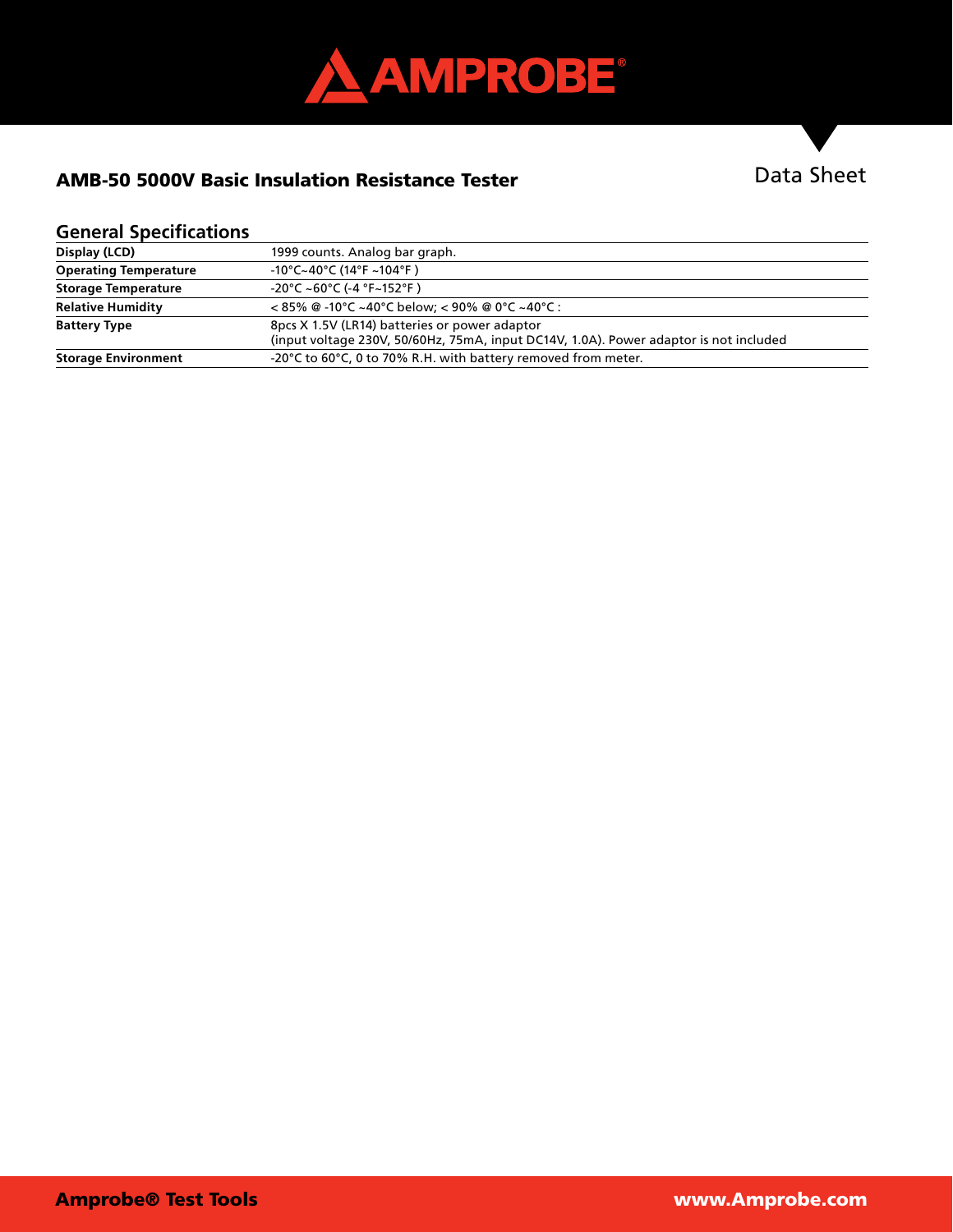## AMB-50 5000V Basic Insulation Resistance Tester

Data Sheet

### General Specifications

| | |
|---|---|
| **Display (LCD)** | 1999 counts. Analog bar graph. |
| **Operating Temperature** | -10°C~40°C (14°F ~104°F ) |
| **Storage Temperature** | -20°C ~60°C (-4 °F~152°F ) |
| **Relative Humidity** | < 85% @ -10°C ~40°C below; < 90% @ 0°C ~40°C : |
| **Battery Type** | 8pcs X 1.5V (LR14) batteries or power adaptor (input voltage 230V, 50/60Hz, 75mA, input DC14V, 1.0A). Power adaptor is not included |
| **Storage Environment** | -20°C to 60°C, 0 to 70% R.H. with battery removed from meter. |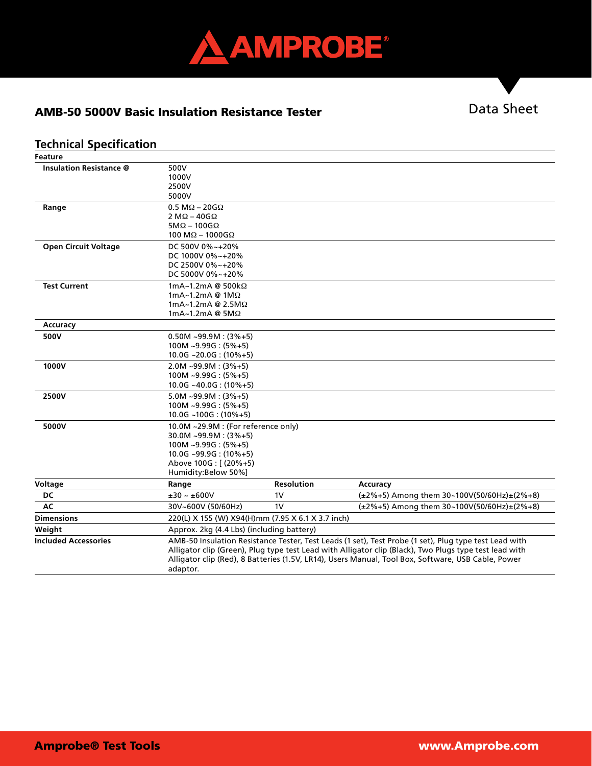**AMPROBE**

## AMB-50 5000V Basic Insulation Resistance Tester

Data Sheet

### Technical Specification

| Feature | | | |
|---|---|---|---|
| Insulation Resistance @ | 500V<br>1000V<br>2500V<br>5000V | | |
| Range | 0.5 MΩ – 20GΩ<br>2 MΩ – 40GΩ<br>5MΩ – 100GΩ<br>100 MΩ – 1000GΩ | | |
| Open Circuit Voltage | DC 500V 0%~+20%<br>DC 1000V 0%~+20%<br>DC 2500V 0%~+20%<br>DC 5000V 0%~+20% | | |
| Test Current | 1mA~1.2mA @ 500kΩ<br>1mA~1.2mA @ 1MΩ<br>1mA~1.2mA @ 2.5MΩ<br>1mA~1.2mA @ 5MΩ | | |
| Accuracy | | | |
| 500V | 0.50M ~99.9M : (3%+5)<br>100M ~9.99G : (5%+5)<br>10.0G ~20.0G : (10%+5) | | |
| 1000V | 2.0M ~99.9M : (3%+5)<br>100M ~9.99G : (5%+5)<br>10.0G ~40.0G : (10%+5) | | |
| 2500V | 5.0M ~99.9M : (3%+5)<br>100M ~9.99G : (5%+5)<br>10.0G ~100G : (10%+5) | | |
| 5000V | 10.0M ~29.9M : (For reference only)<br>30.0M ~99.9M : (3%+5)<br>100M ~9.99G : (5%+5)<br>10.0G ~99.9G : (10%+5)<br>Above 100G : [ (20%+5)<br>Humidity:Below 50%] | | |
| **Voltage** | **Range** | **Resolution** | **Accuracy** |
| DC | ±30 ~ ±600V | 1V | (±2%+5) Among them 30~100V(50/60Hz)±(2%+8) |
| AC | 30V~600V (50/60Hz) | 1V | (±2%+5) Among them 30~100V(50/60Hz)±(2%+8) |
| **Dimensions** | 220(L) X 155 (W) X94(H)mm (7.95 X 6.1 X 3.7 inch) | | |
| **Weight** | Approx. 2kg (4.4 Lbs) (including battery) | | |
| **Included Accessories** | AMB-50 Insulation Resistance Tester, Test Leads (1 set), Test Probe (1 set), Plug type test Lead with Alligator clip (Green), Plug type test Lead with Alligator clip (Black), Two Plugs type test lead with Alligator clip (Red), 8 Batteries (1.5V, LR14), Users Manual, Tool Box, Software, USB Cable, Power adaptor. | | |

**Amprobe® Test Tools** www.Amprobe.com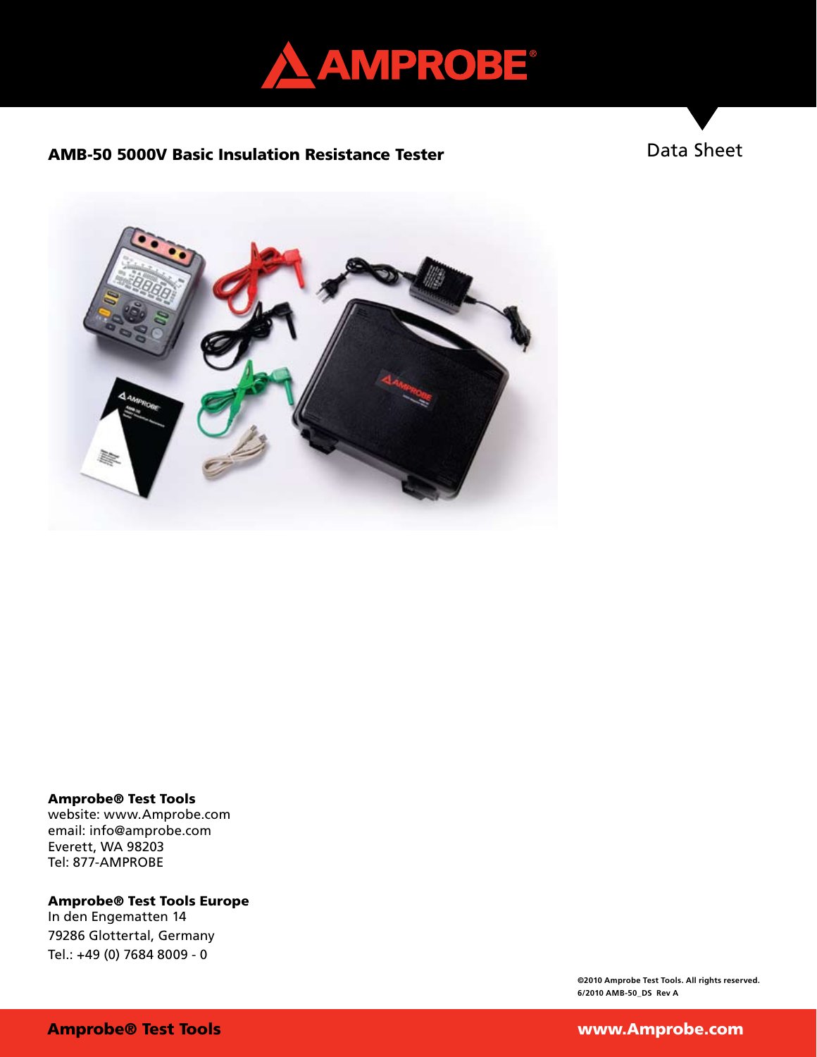# AMPROBE

**AMB-50 5000V Basic Insulation Resistance Tester**

Data Sheet

**Amprobe® Test Tools**
website: www.Amprobe.com
email: info@amprobe.com
Everett, WA 98203
Tel: 877-AMPROBE

**Amprobe® Test Tools Europe**
In den Engematten 14
79286 Glottertal, Germany
Tel.: +49 (0) 7684 8009 - 0

**©2010 Amprobe Test Tools. All rights reserved.**
**6/2010 AMB-50_DS Rev A**

**Amprobe® Test Tools** **www.Amprobe.com**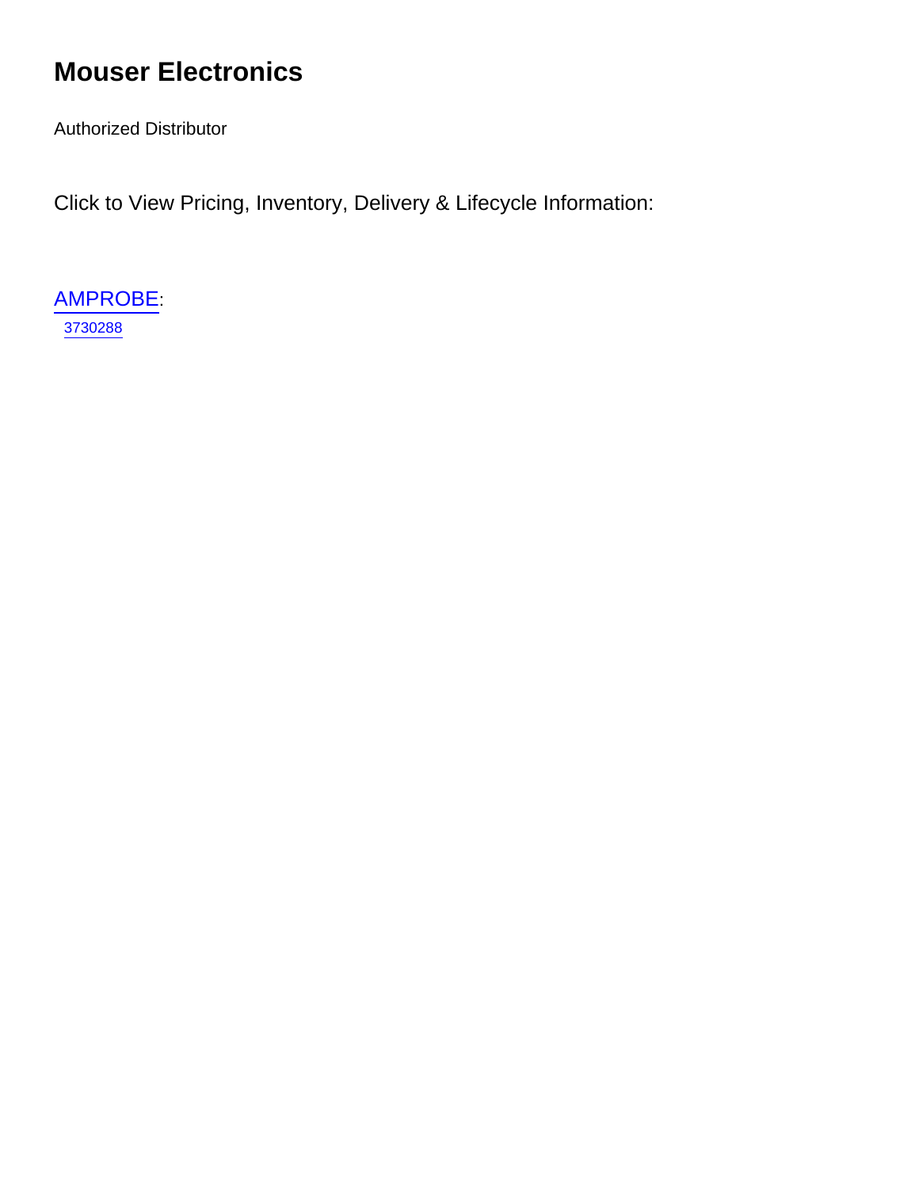# Mouser Electronics

Authorized Distributor

Click to View Pricing, Inventory, Delivery & Lifecycle Information:

[AMPROBE](https://www.mouser.com/amprobe):

[3730288](https://www.mouser.com/access/?pn=3730288)